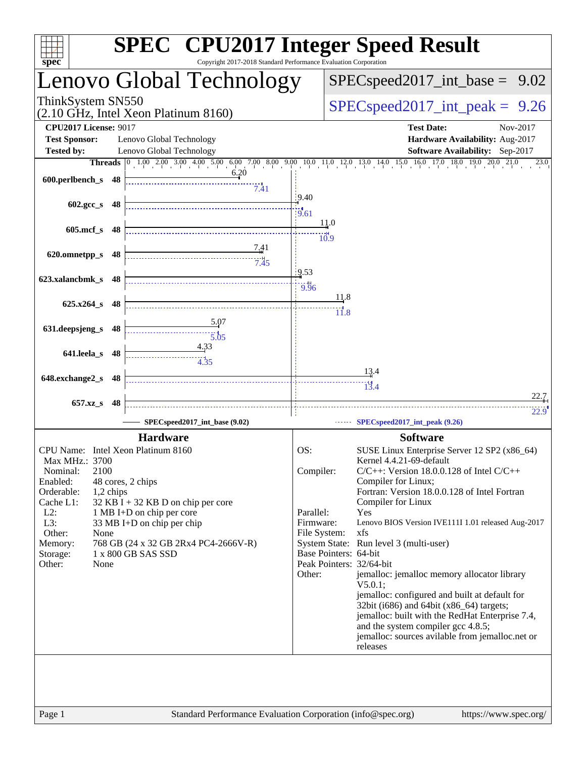# SPEC CPU2017 Integer Speed Result

Copyright 2017-2018 Standard Performance Evaluation Corporation

## Lenovo Global Technology

ThinkSystem SN550
(2.10 GHz, Intel Xeon Platinum 8160)

SPECspeed2017_int_base = 9.02

SPECspeed2017_int_peak = 9.26

**CPU2017 License:** 9017
**Test Sponsor:** Lenovo Global Technology
**Tested by:** Lenovo Global Technology
**Test Date:** Nov-2017
**Hardware Availability:** Aug-2017
**Software Availability:** Sep-2017

| Benchmark | Threads | Base | Peak |
|---|---|---|---|
| 600.perlbench_s | 48 | 6.20 | 7.41 |
| 602.gcc_s | 48 | 9.40 | 9.61 |
| 605.mcf_s | 48 | 11.0 | 10.9 |
| 620.omnetpp_s | 48 | 7.41 | 7.45 |
| 623.xalancbmk_s | 48 | 9.53 | 9.96 |
| 625.x264_s | 48 | 11.8 | 11.8 |
| 631.deepsjeng_s | 48 | 5.07 | 5.05 |
| 641.leela_s | 48 | 4.33 | 4.35 |
| 648.exchange2_s | 48 | 13.4 | 13.4 |
| 657.xz_s | 48 | 22.7 | 22.9 |

SPECspeed2017_int_base (9.02) — SPECspeed2017_int_peak (9.26)

### Hardware

| | |
|---|---|
| CPU Name: | Intel Xeon Platinum 8160 |
| Max MHz.: | 3700 |
| Nominal: | 2100 |
| Enabled: | 48 cores, 2 chips |
| Orderable: | 1,2 chips |
| Cache L1: | 32 KB I + 32 KB D on chip per core |
| L2: | 1 MB I+D on chip per core |
| L3: | 33 MB I+D on chip per chip |
| Other: | None |
| Memory: | 768 GB (24 x 32 GB 2Rx4 PC4-2666V-R) |
| Storage: | 1 x 800 GB SAS SSD |
| Other: | None |

### Software

| | |
|---|---|
| OS: | SUSE Linux Enterprise Server 12 SP2 (x86_64) Kernel 4.4.21-69-default |
| Compiler: | C/C++: Version 18.0.0.128 of Intel C/C++ Compiler for Linux; Fortran: Version 18.0.0.128 of Intel Fortran Compiler for Linux |
| Parallel: | Yes |
| Firmware: | Lenovo BIOS Version IVE111I 1.01 released Aug-2017 |
| File System: | xfs |
| System State: | Run level 3 (multi-user) |
| Base Pointers: | 64-bit |
| Peak Pointers: | 32/64-bit |
| Other: | jemalloc: jemalloc memory allocator library V5.0.1; jemalloc: configured and built at default for 32bit (i686) and 64bit (x86_64) targets; jemalloc: built with the RedHat Enterprise 7.4, and the system compiler gcc 4.8.5; jemalloc: sources avilable from jemalloc.net or releases |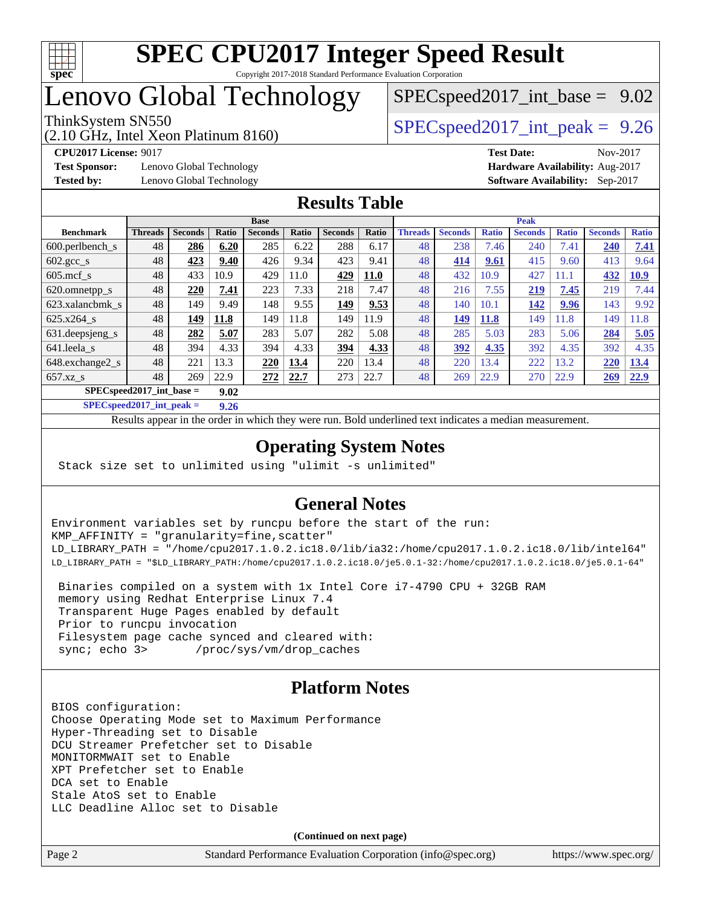# SPEC CPU2017 Integer Speed Result

Copyright 2017-2018 Standard Performance Evaluation Corporation

# Lenovo Global Technology

ThinkSystem SN550
(2.10 GHz, Intel Xeon Platinum 8160)

SPECspeed2017_int_base = 9.02

SPECspeed2017_int_peak = 9.26

**CPU2017 License:** 9017
**Test Sponsor:** Lenovo Global Technology
**Tested by:** Lenovo Global Technology

**Test Date:** Nov-2017
**Hardware Availability:** Aug-2017
**Software Availability:** Sep-2017

## Results Table

| Benchmark | Base | | | | | | | Peak | | | | | | |
|---|---|---|---|---|---|---|---|---|---|---|---|---|---|---|
| | Threads | Seconds | Ratio | Seconds | Ratio | Seconds | Ratio | Threads | Seconds | Ratio | Seconds | Ratio | Seconds | Ratio |
| 600.perlbench_s | 48 | **286** | **6.20** | 285 | 6.22 | 288 | 6.17 | 48 | 238 | 7.46 | 240 | 7.41 | **240** | **7.41** |
| 602.gcc_s | 48 | **423** | **9.40** | 426 | 9.34 | 423 | 9.41 | 48 | **414** | **9.61** | 415 | 9.60 | 413 | 9.64 |
| 605.mcf_s | 48 | 433 | 10.9 | 429 | 11.0 | **429** | **11.0** | 48 | 432 | 10.9 | 427 | 11.1 | **432** | **10.9** |
| 620.omnetpp_s | 48 | **220** | **7.41** | 223 | 7.33 | 218 | 7.47 | 48 | 216 | 7.55 | **219** | **7.45** | 219 | 7.44 |
| 623.xalancbmk_s | 48 | 149 | 9.49 | 148 | 9.55 | **149** | **9.53** | 48 | 140 | 10.1 | **142** | **9.96** | 143 | 9.92 |
| 625.x264_s | 48 | **149** | **11.8** | 149 | 11.8 | 149 | 11.9 | 48 | **149** | **11.8** | 149 | 11.8 | 149 | 11.8 |
| 631.deepsjeng_s | 48 | **282** | **5.07** | 283 | 5.07 | 282 | 5.08 | 48 | 285 | 5.03 | 283 | 5.06 | **284** | **5.05** |
| 641.leela_s | 48 | 394 | 4.33 | 394 | 4.33 | **394** | **4.33** | 48 | **392** | **4.35** | 392 | 4.35 | 392 | 4.35 |
| 648.exchange2_s | 48 | 221 | 13.3 | **220** | **13.4** | 220 | 13.4 | 48 | 220 | 13.4 | 222 | 13.2 | **220** | **13.4** |
| 657.xz_s | 48 | 269 | 22.9 | **272** | **22.7** | 273 | 22.7 | 48 | 269 | 22.9 | 270 | 22.9 | **269** | **22.9** |

**SPECspeed2017_int_base = 9.02**

**SPECspeed2017_int_peak = 9.26**

Results appear in the order in which they were run. Bold underlined text indicates a median measurement.

## Operating System Notes

```
Stack size set to unlimited using "ulimit -s unlimited"
```

## General Notes

```
Environment variables set by runcpu before the start of the run:
KMP_AFFINITY = "granularity=fine,scatter"
LD_LIBRARY_PATH = "/home/cpu2017.1.0.2.ic18.0/lib/ia32:/home/cpu2017.1.0.2.ic18.0/lib/intel64"
LD_LIBRARY_PATH = "$LD_LIBRARY_PATH:/home/cpu2017.1.0.2.ic18.0/je5.0.1-32:/home/cpu2017.1.0.2.ic18.0/je5.0.1-64"

 Binaries compiled on a system with 1x Intel Core i7-4790 CPU + 32GB RAM
 memory using Redhat Enterprise Linux 7.4
 Transparent Huge Pages enabled by default
 Prior to runcpu invocation
 Filesystem page cache synced and cleared with:
 sync; echo 3>       /proc/sys/vm/drop_caches
```

## Platform Notes

```
BIOS configuration:
Choose Operating Mode set to Maximum Performance
Hyper-Threading set to Disable
DCU Streamer Prefetcher set to Disable
MONITORMWAIT set to Enable
XPT Prefetcher set to Enable
DCA set to Enable
Stale AtoS set to Enable
LLC Deadline Alloc set to Disable
```

**(Continued on next page)**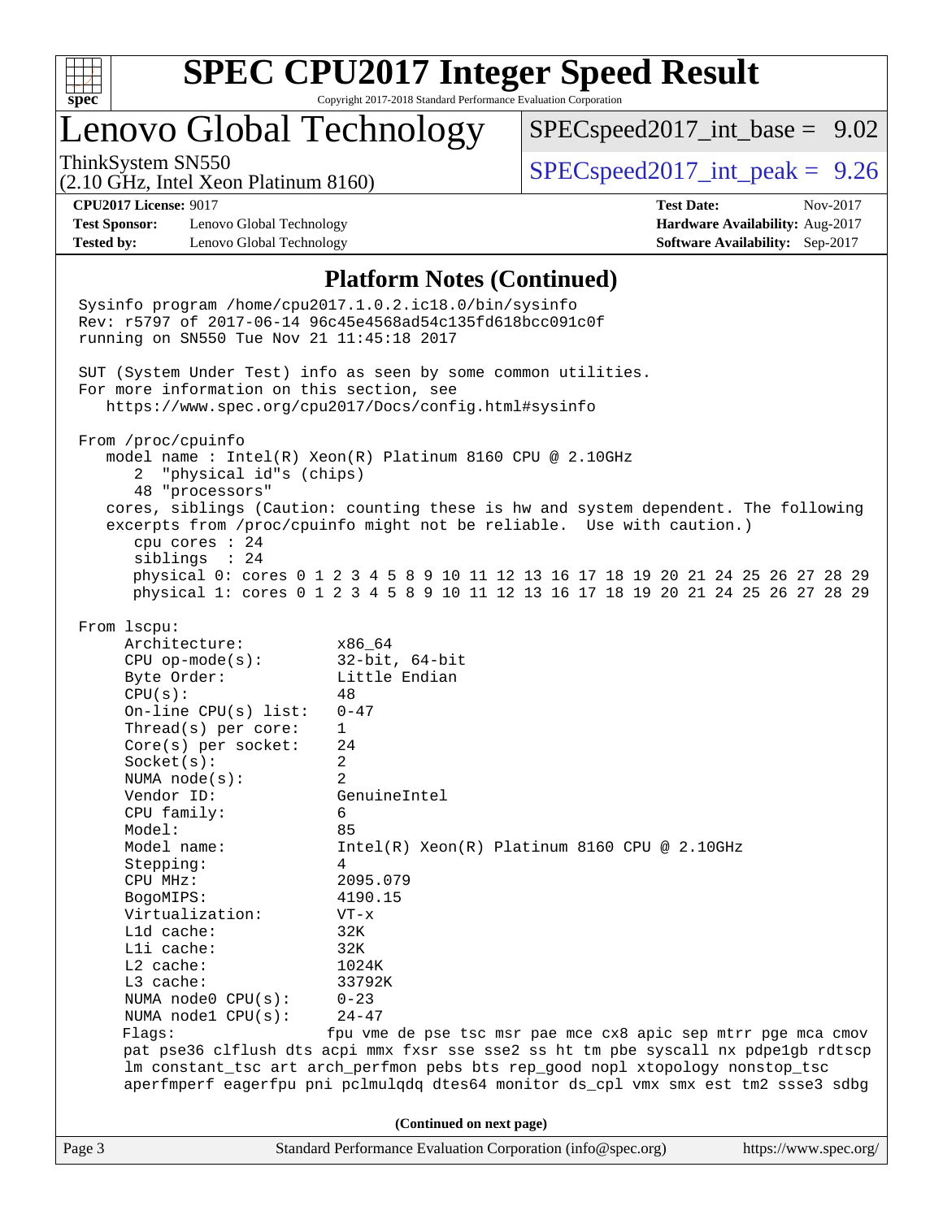## Platform Notes (Continued)

```
Sysinfo program /home/cpu2017.1.0.2.ic18.0/bin/sysinfo
Rev: r5797 of 2017-06-14 96c45e4568ad54c135fd618bcc091c0f
running on SN550 Tue Nov 21 11:45:18 2017

SUT (System Under Test) info as seen by some common utilities.
For more information on this section, see
   https://www.spec.org/cpu2017/Docs/config.html#sysinfo

From /proc/cpuinfo
   model name : Intel(R) Xeon(R) Platinum 8160 CPU @ 2.10GHz
      2  "physical id"s (chips)
      48 "processors"
   cores, siblings (Caution: counting these is hw and system dependent. The following
   excerpts from /proc/cpuinfo might not be reliable.  Use with caution.)
      cpu cores : 24
      siblings  : 24
      physical 0: cores 0 1 2 3 4 5 8 9 10 11 12 13 16 17 18 19 20 21 24 25 26 27 28 29
      physical 1: cores 0 1 2 3 4 5 8 9 10 11 12 13 16 17 18 19 20 21 24 25 26 27 28 29

From lscpu:
     Architecture:          x86_64
     CPU op-mode(s):        32-bit, 64-bit
     Byte Order:            Little Endian
     CPU(s):                48
     On-line CPU(s) list:   0-47
     Thread(s) per core:    1
     Core(s) per socket:    24
     Socket(s):             2
     NUMA node(s):          2
     Vendor ID:             GenuineIntel
     CPU family:            6
     Model:                 85
     Model name:            Intel(R) Xeon(R) Platinum 8160 CPU @ 2.10GHz
     Stepping:              4
     CPU MHz:               2095.079
     BogoMIPS:              4190.15
     Virtualization:        VT-x
     L1d cache:             32K
     L1i cache:             32K
     L2 cache:              1024K
     L3 cache:              33792K
     NUMA node0 CPU(s):     0-23
     NUMA node1 CPU(s):     24-47
     Flags:                fpu vme de pse tsc msr pae mce cx8 apic sep mtrr pge mca cmov
     pat pse36 clflush dts acpi mmx fxsr sse sse2 ss ht tm pbe syscall nx pdpe1gb rdtscp
     lm constant_tsc art arch_perfmon pebs bts rep_good nopl xtopology nonstop_tsc
     aperfmperf eagerfpu pni pclmulqdq dtes64 monitor ds_cpl vmx smx est tm2 ssse3 sdbg
```

(Continued on next page)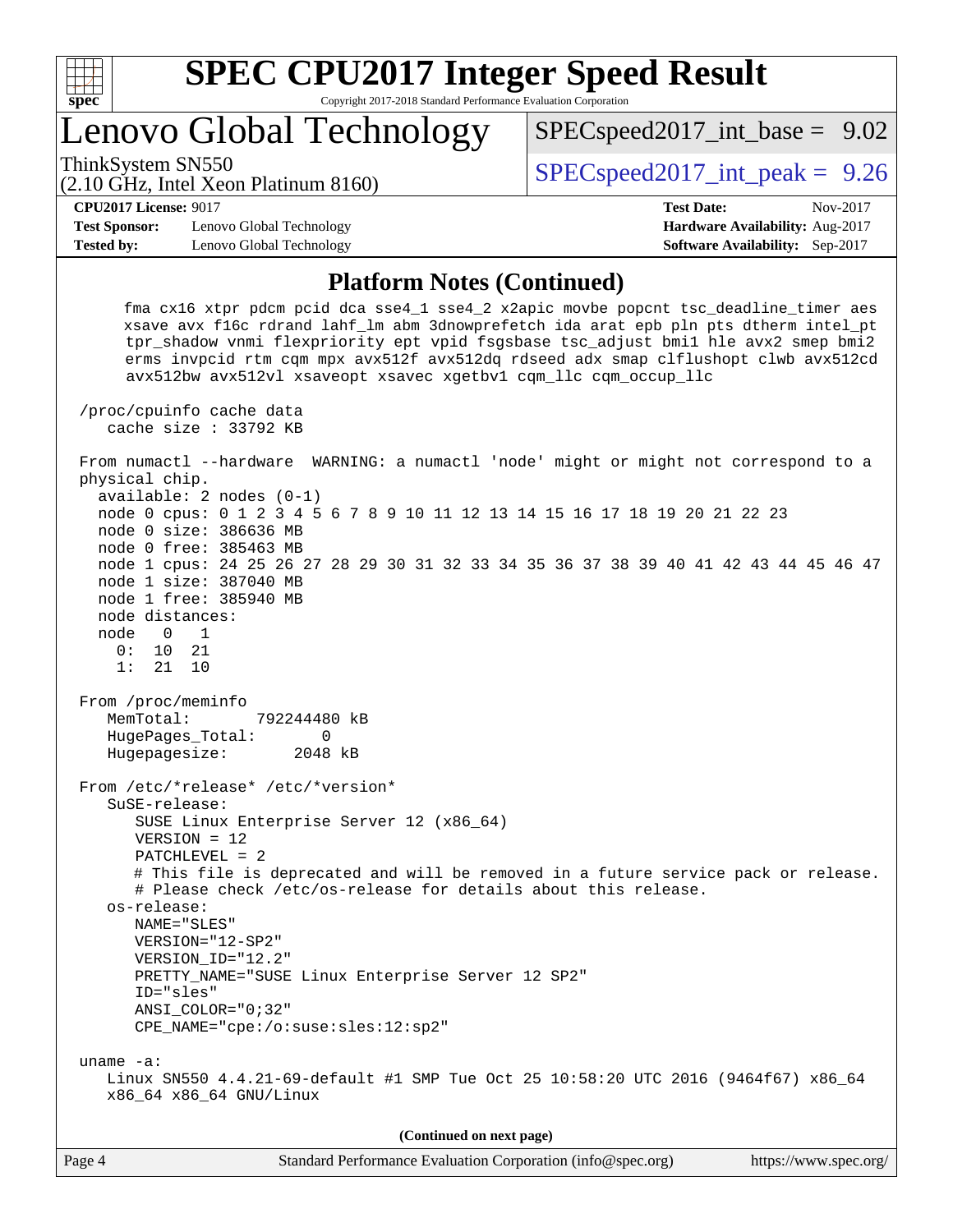## Platform Notes (Continued)

```
     fma cx16 xtpr pdcm pcid dca sse4_1 sse4_2 x2apic movbe popcnt tsc_deadline_timer aes
     xsave avx f16c rdrand lahf_lm abm 3dnowprefetch ida arat epb pln pts dtherm intel_pt
     tpr_shadow vnmi flexpriority ept vpid fsgsbase tsc_adjust bmi1 hle avx2 smep bmi2
     erms invpcid rtm cqm mpx avx512f avx512dq rdseed adx smap clflushopt clwb avx512cd
     avx512bw avx512vl xsaveopt xsavec xgetbv1 cqm_llc cqm_occup_llc

 /proc/cpuinfo cache data
    cache size : 33792 KB

 From numactl --hardware  WARNING: a numactl 'node' might or might not correspond to a
 physical chip.
   available: 2 nodes (0-1)
   node 0 cpus: 0 1 2 3 4 5 6 7 8 9 10 11 12 13 14 15 16 17 18 19 20 21 22 23
   node 0 size: 386636 MB
   node 0 free: 385463 MB
   node 1 cpus: 24 25 26 27 28 29 30 31 32 33 34 35 36 37 38 39 40 41 42 43 44 45 46 47
   node 1 size: 387040 MB
   node 1 free: 385940 MB
   node distances:
   node   0   1
     0:  10  21
     1:  21  10

 From /proc/meminfo
    MemTotal:       792244480 kB
    HugePages_Total:       0
    Hugepagesize:       2048 kB

 From /etc/*release* /etc/*version*
    SuSE-release:
       SUSE Linux Enterprise Server 12 (x86_64)
       VERSION = 12
       PATCHLEVEL = 2
       # This file is deprecated and will be removed in a future service pack or release.
       # Please check /etc/os-release for details about this release.
    os-release:
       NAME="SLES"
       VERSION="12-SP2"
       VERSION_ID="12.2"
       PRETTY_NAME="SUSE Linux Enterprise Server 12 SP2"
       ID="sles"
       ANSI_COLOR="0;32"
       CPE_NAME="cpe:/o:suse:sles:12:sp2"

 uname -a:
    Linux SN550 4.4.21-69-default #1 SMP Tue Oct 25 10:58:20 UTC 2016 (9464f67) x86_64
    x86_64 x86_64 GNU/Linux
```

**(Continued on next page)**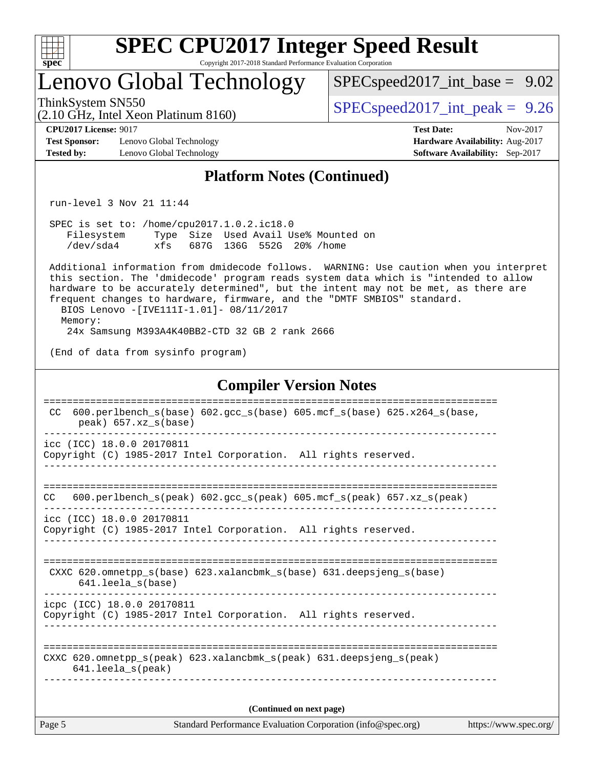## Platform Notes (Continued)

```
run-level 3 Nov 21 11:44

SPEC is set to: /home/cpu2017.1.0.2.ic18.0
   Filesystem     Type  Size  Used Avail Use% Mounted on
   /dev/sda4      xfs   687G  136G  552G  20% /home

Additional information from dmidecode follows.  WARNING: Use caution when you interpret
this section. The 'dmidecode' program reads system data which is "intended to allow
hardware to be accurately determined", but the intent may not be met, as there are
frequent changes to hardware, firmware, and the "DMTF SMBIOS" standard.
  BIOS Lenovo -[IVE111I-1.01]- 08/11/2017
  Memory:
   24x Samsung M393A4K40BB2-CTD 32 GB 2 rank 2666

(End of data from sysinfo program)
```

## Compiler Version Notes

```
==============================================================================
 CC  600.perlbench_s(base) 602.gcc_s(base) 605.mcf_s(base) 625.x264_s(base,
      peak) 657.xz_s(base)
------------------------------------------------------------------------------
icc (ICC) 18.0.0 20170811
Copyright (C) 1985-2017 Intel Corporation.  All rights reserved.
------------------------------------------------------------------------------

==============================================================================
CC   600.perlbench_s(peak) 602.gcc_s(peak) 605.mcf_s(peak) 657.xz_s(peak)
------------------------------------------------------------------------------
icc (ICC) 18.0.0 20170811
Copyright (C) 1985-2017 Intel Corporation.  All rights reserved.
------------------------------------------------------------------------------

==============================================================================
 CXXC 620.omnetpp_s(base) 623.xalancbmk_s(base) 631.deepsjeng_s(base)
      641.leela_s(base)
------------------------------------------------------------------------------
icpc (ICC) 18.0.0 20170811
Copyright (C) 1985-2017 Intel Corporation.  All rights reserved.
------------------------------------------------------------------------------

==============================================================================
CXXC 620.omnetpp_s(peak) 623.xalancbmk_s(peak) 631.deepsjeng_s(peak)
     641.leela_s(peak)
------------------------------------------------------------------------------
```

(Continued on next page)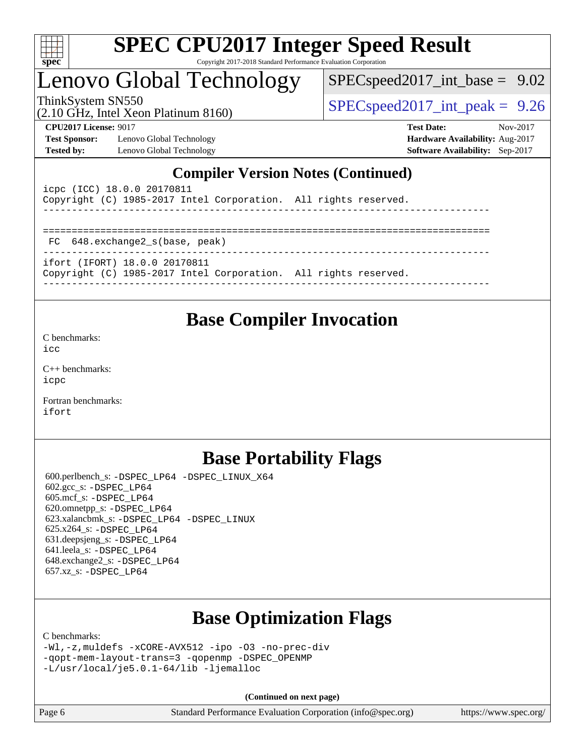## Compiler Version Notes (Continued)

```
icpc (ICC) 18.0.0 20170811
Copyright (C) 1985-2017 Intel Corporation.  All rights reserved.
------------------------------------------------------------------------------

==============================================================================
 FC  648.exchange2_s(base, peak)
------------------------------------------------------------------------------
ifort (IFORT) 18.0.0 20170811
Copyright (C) 1985-2017 Intel Corporation.  All rights reserved.
------------------------------------------------------------------------------
```

## Base Compiler Invocation

C benchmarks:
`icc`

C++ benchmarks:
`icpc`

Fortran benchmarks:
`ifort`

## Base Portability Flags

600.perlbench_s: `-DSPEC_LP64 -DSPEC_LINUX_X64`
602.gcc_s: `-DSPEC_LP64`
605.mcf_s: `-DSPEC_LP64`
620.omnetpp_s: `-DSPEC_LP64`
623.xalancbmk_s: `-DSPEC_LP64 -DSPEC_LINUX`
625.x264_s: `-DSPEC_LP64`
631.deepsjeng_s: `-DSPEC_LP64`
641.leela_s: `-DSPEC_LP64`
648.exchange2_s: `-DSPEC_LP64`
657.xz_s: `-DSPEC_LP64`

## Base Optimization Flags

C benchmarks:
```
-Wl,-z,muldefs -xCORE-AVX512 -ipo -O3 -no-prec-div
-qopt-mem-layout-trans=3 -qopenmp -DSPEC_OPENMP
-L/usr/local/je5.0.1-64/lib -ljemalloc
```

**(Continued on next page)**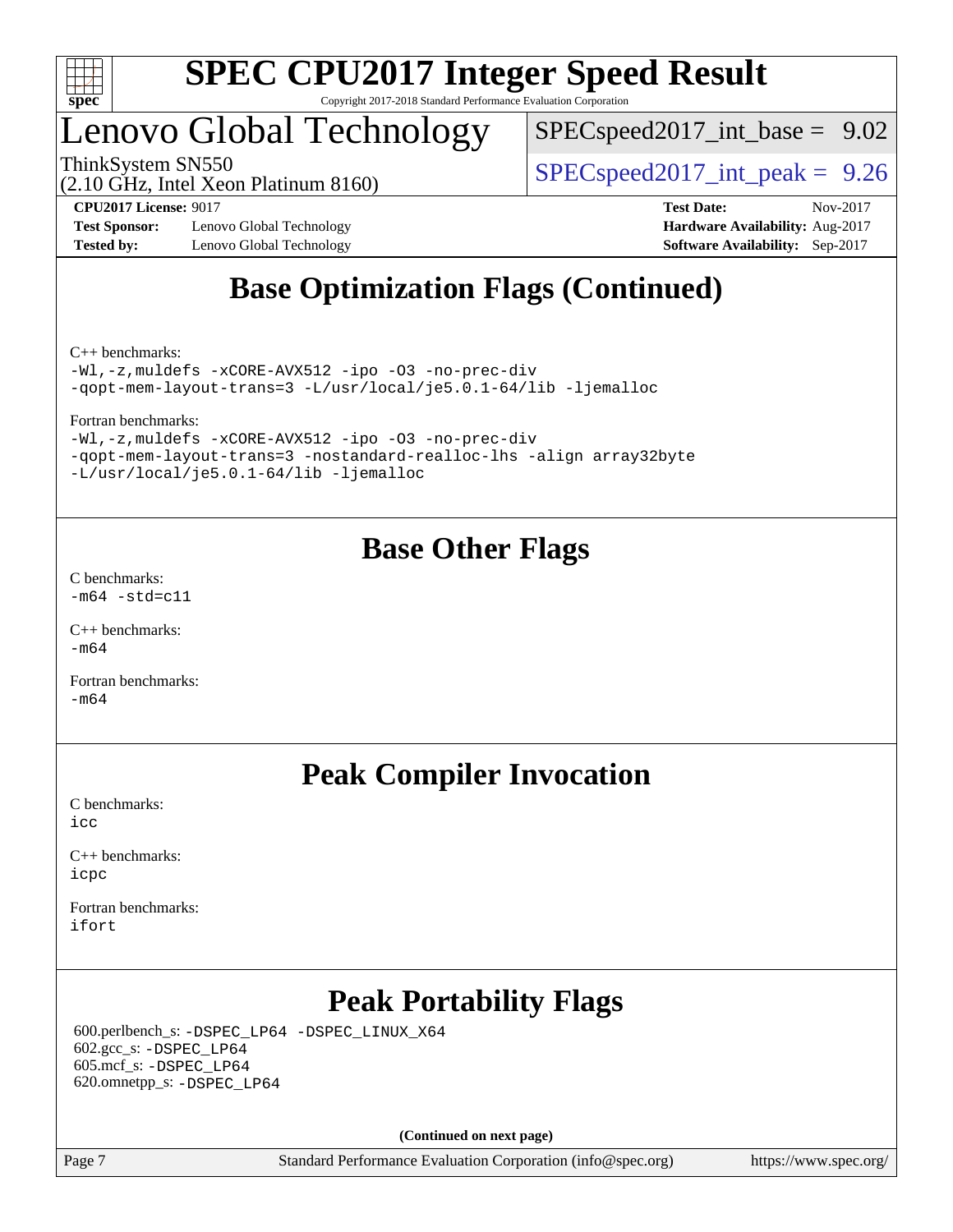## Base Optimization Flags (Continued)

C++ benchmarks:
```
-Wl,-z,muldefs -xCORE-AVX512 -ipo -O3 -no-prec-div
-qopt-mem-layout-trans=3 -L/usr/local/je5.0.1-64/lib -ljemalloc
```

Fortran benchmarks:
```
-Wl,-z,muldefs -xCORE-AVX512 -ipo -O3 -no-prec-div
-qopt-mem-layout-trans=3 -nostandard-realloc-lhs -align array32byte
-L/usr/local/je5.0.1-64/lib -ljemalloc
```

## Base Other Flags

C benchmarks:
```
-m64 -std=c11
```

C++ benchmarks:
```
-m64
```

Fortran benchmarks:
```
-m64
```

## Peak Compiler Invocation

C benchmarks:
```
icc
```

C++ benchmarks:
```
icpc
```

Fortran benchmarks:
```
ifort
```

## Peak Portability Flags

600.perlbench_s: `-DSPEC_LP64 -DSPEC_LINUX_X64`
602.gcc_s: `-DSPEC_LP64`
605.mcf_s: `-DSPEC_LP64`
620.omnetpp_s: `-DSPEC_LP64`

**(Continued on next page)**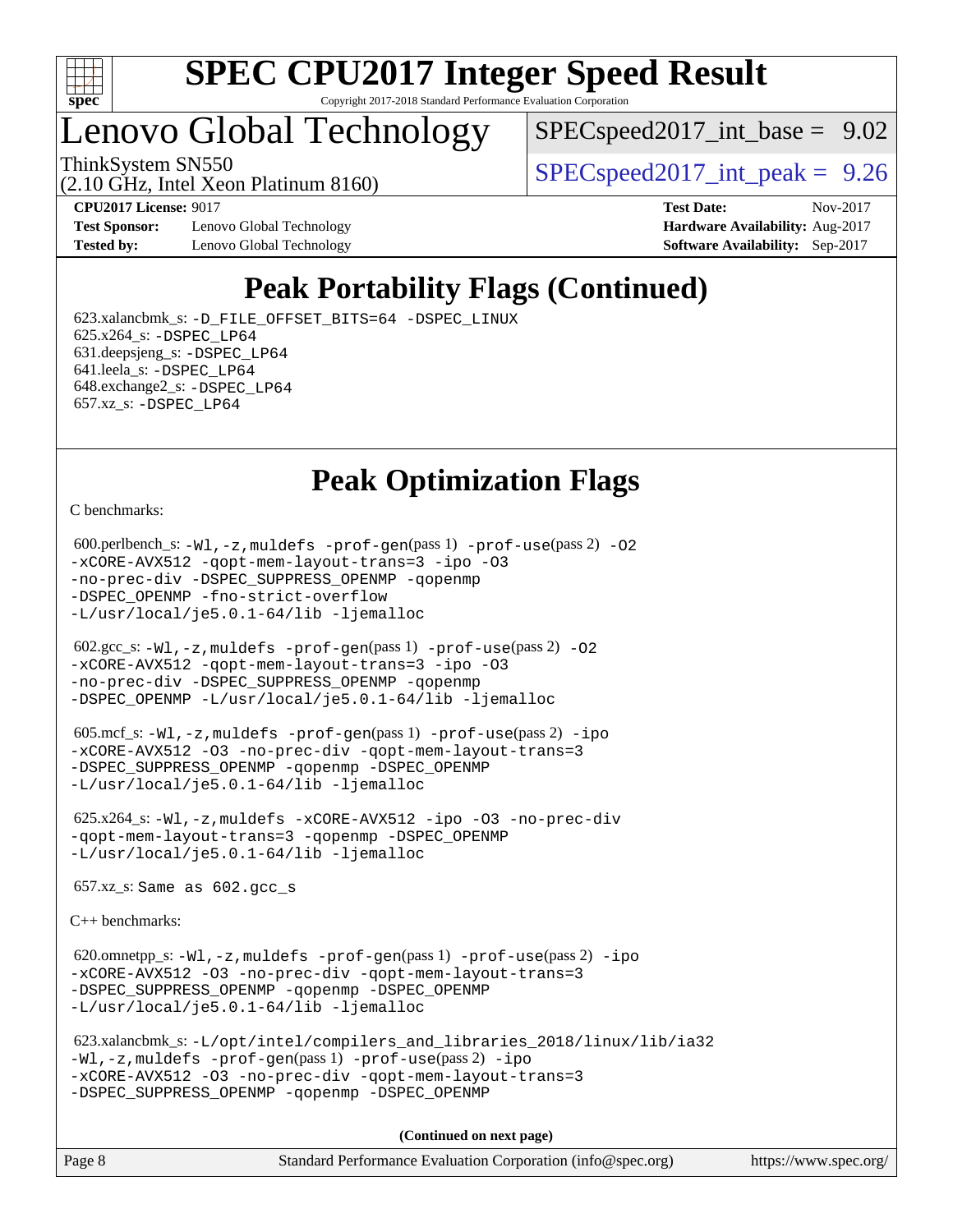## Peak Portability Flags (Continued)

623.xalancbmk_s: -D_FILE_OFFSET_BITS=64 -DSPEC_LINUX
625.x264_s: -DSPEC_LP64
631.deepsjeng_s: -DSPEC_LP64
641.leela_s: -DSPEC_LP64
648.exchange2_s: -DSPEC_LP64
657.xz_s: -DSPEC_LP64

## Peak Optimization Flags

C benchmarks:

600.perlbench_s: -Wl,-z,muldefs -prof-gen(pass 1) -prof-use(pass 2) -O2 -xCORE-AVX512 -qopt-mem-layout-trans=3 -ipo -O3 -no-prec-div -DSPEC_SUPPRESS_OPENMP -qopenmp -DSPEC_OPENMP -fno-strict-overflow -L/usr/local/je5.0.1-64/lib -ljemalloc

602.gcc_s: -Wl,-z,muldefs -prof-gen(pass 1) -prof-use(pass 2) -O2 -xCORE-AVX512 -qopt-mem-layout-trans=3 -ipo -O3 -no-prec-div -DSPEC_SUPPRESS_OPENMP -qopenmp -DSPEC_OPENMP -L/usr/local/je5.0.1-64/lib -ljemalloc

605.mcf_s: -Wl,-z,muldefs -prof-gen(pass 1) -prof-use(pass 2) -ipo -xCORE-AVX512 -O3 -no-prec-div -qopt-mem-layout-trans=3 -DSPEC_SUPPRESS_OPENMP -qopenmp -DSPEC_OPENMP -L/usr/local/je5.0.1-64/lib -ljemalloc

625.x264_s: -Wl,-z,muldefs -xCORE-AVX512 -ipo -O3 -no-prec-div -qopt-mem-layout-trans=3 -qopenmp -DSPEC_OPENMP -L/usr/local/je5.0.1-64/lib -ljemalloc

657.xz_s: Same as 602.gcc_s

C++ benchmarks:

620.omnetpp_s: -Wl,-z,muldefs -prof-gen(pass 1) -prof-use(pass 2) -ipo -xCORE-AVX512 -O3 -no-prec-div -qopt-mem-layout-trans=3 -DSPEC_SUPPRESS_OPENMP -qopenmp -DSPEC_OPENMP -L/usr/local/je5.0.1-64/lib -ljemalloc

623.xalancbmk_s: -L/opt/intel/compilers_and_libraries_2018/linux/lib/ia32 -Wl,-z,muldefs -prof-gen(pass 1) -prof-use(pass 2) -ipo -xCORE-AVX512 -O3 -no-prec-div -qopt-mem-layout-trans=3 -DSPEC_SUPPRESS_OPENMP -qopenmp -DSPEC_OPENMP

(Continued on next page)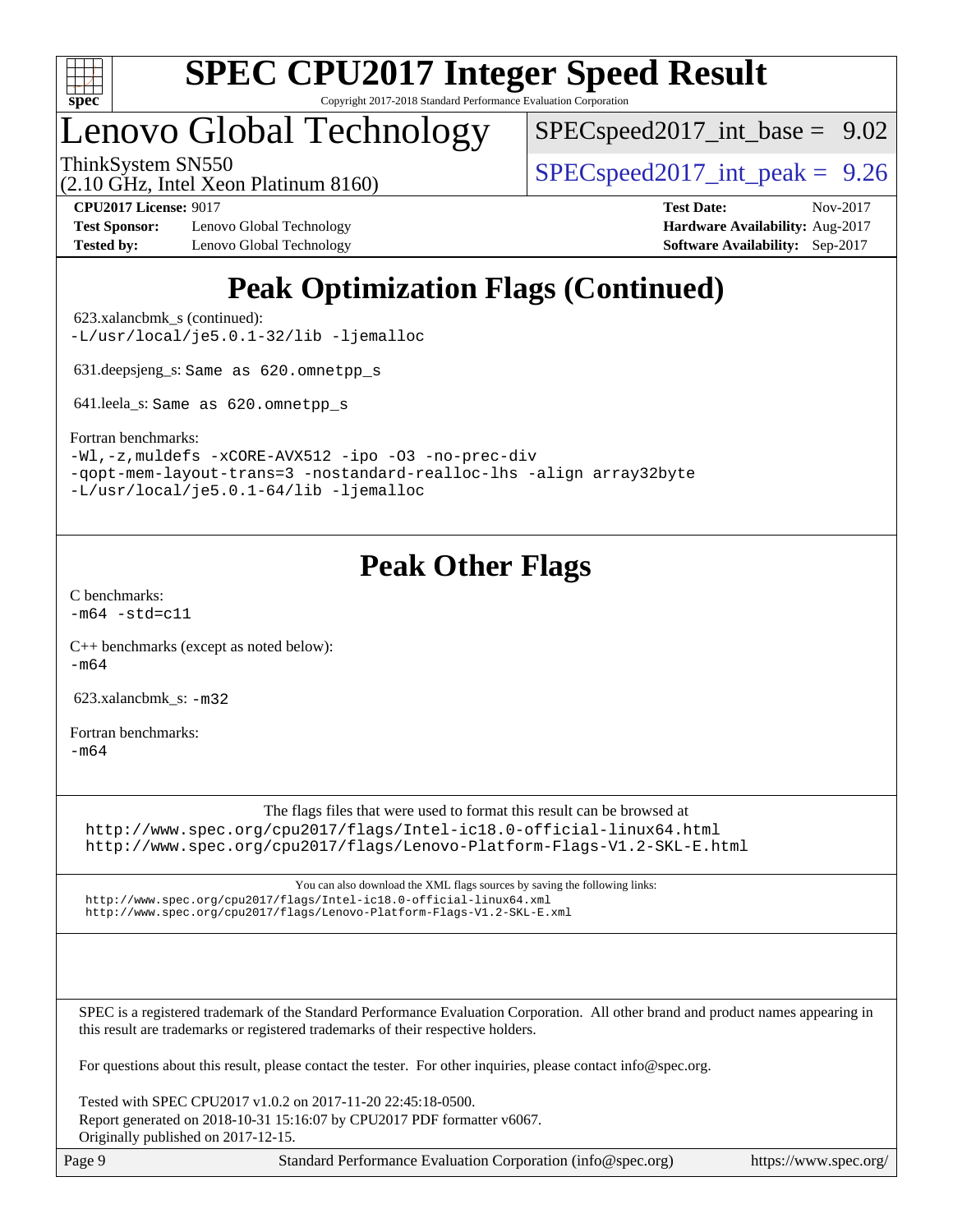# Peak Optimization Flags (Continued)

623.xalancbmk_s (continued):
-L/usr/local/je5.0.1-32/lib -ljemalloc

631.deepsjeng_s: Same as 620.omnetpp_s

641.leela_s: Same as 620.omnetpp_s

Fortran benchmarks:
-Wl,-z,muldefs -xCORE-AVX512 -ipo -O3 -no-prec-div
-qopt-mem-layout-trans=3 -nostandard-realloc-lhs -align array32byte
-L/usr/local/je5.0.1-64/lib -ljemalloc

# Peak Other Flags

C benchmarks:
-m64 -std=c11

C++ benchmarks (except as noted below):
-m64

623.xalancbmk_s: -m32

Fortran benchmarks:
-m64

The flags files that were used to format this result can be browsed at
http://www.spec.org/cpu2017/flags/Intel-ic18.0-official-linux64.html
http://www.spec.org/cpu2017/flags/Lenovo-Platform-Flags-V1.2-SKL-E.html

You can also download the XML flags sources by saving the following links:
http://www.spec.org/cpu2017/flags/Intel-ic18.0-official-linux64.xml
http://www.spec.org/cpu2017/flags/Lenovo-Platform-Flags-V1.2-SKL-E.xml

SPEC is a registered trademark of the Standard Performance Evaluation Corporation. All other brand and product names appearing in this result are trademarks or registered trademarks of their respective holders.

For questions about this result, please contact the tester. For other inquiries, please contact info@spec.org.

Tested with SPEC CPU2017 v1.0.2 on 2017-11-20 22:45:18-0500.
Report generated on 2018-10-31 15:16:07 by CPU2017 PDF formatter v6067.
Originally published on 2017-12-15.